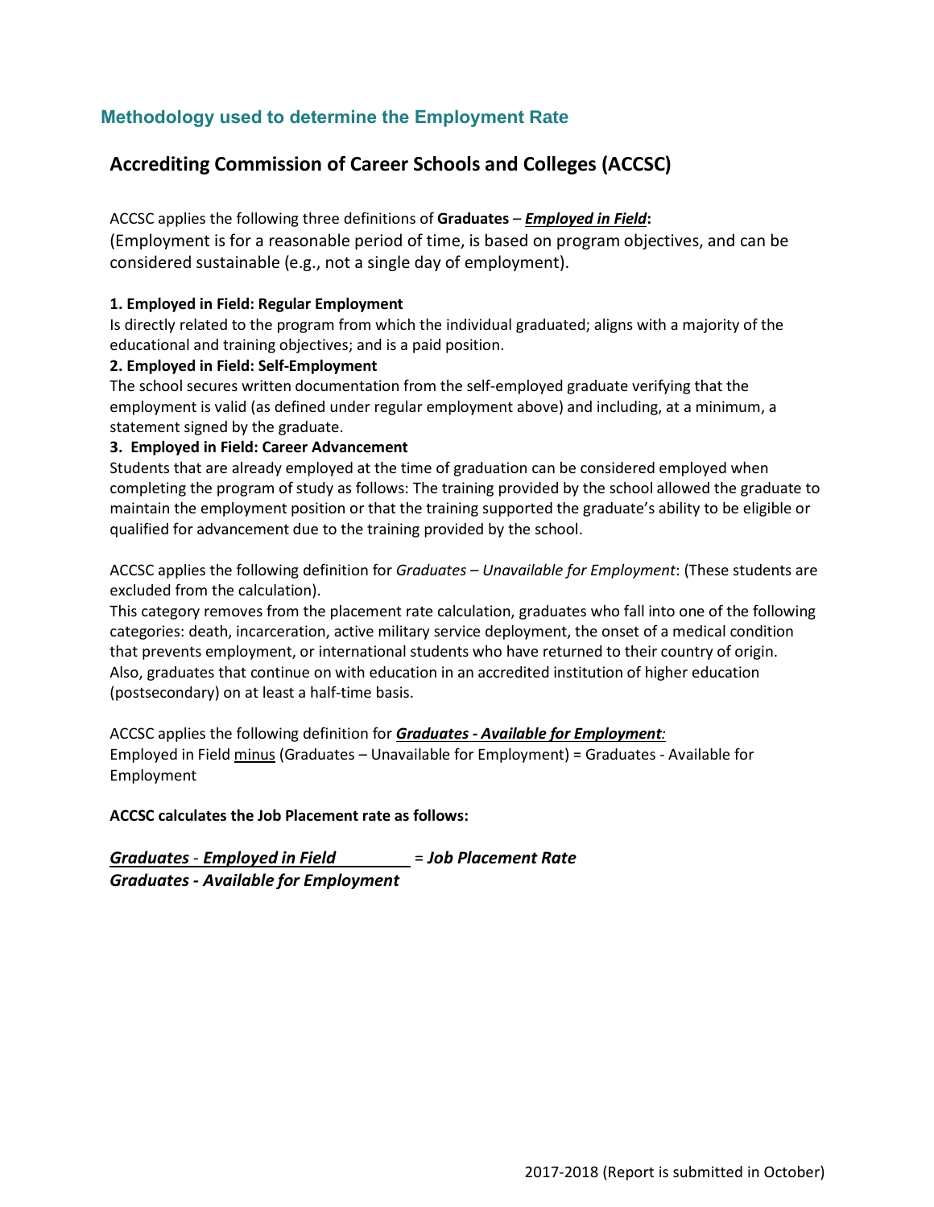## Methodology used to determine the Employment Rate

# Accrediting Commission of Career Schools and Colleges (ACCSC)

ACCSC applies the following three definitions of **Graduates** – ***Employed in Field*:**
(Employment is for a reasonable period of time, is based on program objectives, and can be considered sustainable (e.g., not a single day of employment).

**1. Employed in Field: Regular Employment**
Is directly related to the program from which the individual graduated; aligns with a majority of the educational and training objectives; and is a paid position.

**2. Employed in Field: Self-Employment**
The school secures written documentation from the self-employed graduate verifying that the employment is valid (as defined under regular employment above) and including, at a minimum, a statement signed by the graduate.

**3. Employed in Field: Career Advancement**
Students that are already employed at the time of graduation can be considered employed when completing the program of study as follows: The training provided by the school allowed the graduate to maintain the employment position or that the training supported the graduate's ability to be eligible or qualified for advancement due to the training provided by the school.

ACCSC applies the following definition for *Graduates – Unavailable for Employment*: (These students are excluded from the calculation).
This category removes from the placement rate calculation, graduates who fall into one of the following categories: death, incarceration, active military service deployment, the onset of a medical condition that prevents employment, or international students who have returned to their country of origin. Also, graduates that continue on with education in an accredited institution of higher education (postsecondary) on at least a half-time basis.

ACCSC applies the following definition for ***Graduates - Available for Employment*:**
Employed in Field minus (Graduates – Unavailable for Employment) = Graduates - Available for Employment

**ACCSC calculates the Job Placement rate as follows:**

$$\frac{\textit{Graduates - Employed in Field}}{\textit{Graduates - Available for Employment}} = \textit{Job Placement Rate}$$

2017-2018 (Report is submitted in October)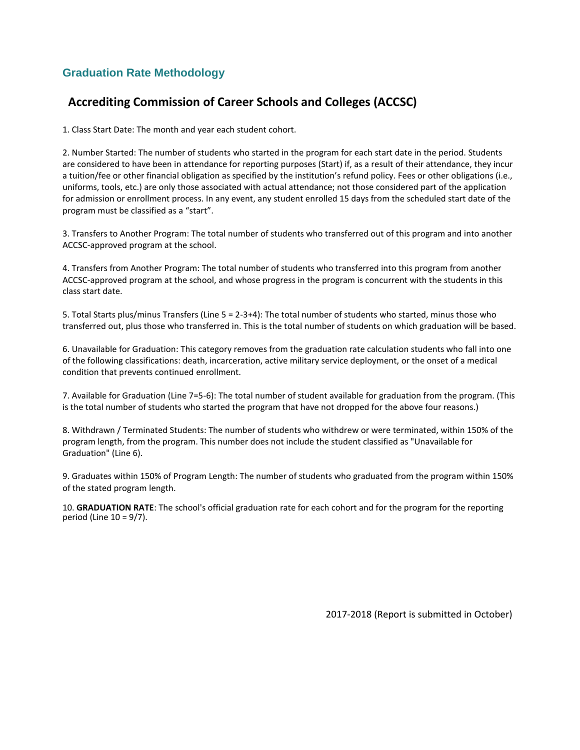## Graduation Rate Methodology

# Accrediting Commission of Career Schools and Colleges (ACCSC)

1. Class Start Date: The month and year each student cohort.

2. Number Started: The number of students who started in the program for each start date in the period. Students are considered to have been in attendance for reporting purposes (Start) if, as a result of their attendance, they incur a tuition/fee or other financial obligation as specified by the institution's refund policy. Fees or other obligations (i.e., uniforms, tools, etc.) are only those associated with actual attendance; not those considered part of the application for admission or enrollment process. In any event, any student enrolled 15 days from the scheduled start date of the program must be classified as a "start".

3. Transfers to Another Program: The total number of students who transferred out of this program and into another ACCSC-approved program at the school.

4. Transfers from Another Program: The total number of students who transferred into this program from another ACCSC-approved program at the school, and whose progress in the program is concurrent with the students in this class start date.

5. Total Starts plus/minus Transfers (Line 5 = 2-3+4): The total number of students who started, minus those who transferred out, plus those who transferred in. This is the total number of students on which graduation will be based.

6. Unavailable for Graduation: This category removes from the graduation rate calculation students who fall into one of the following classifications: death, incarceration, active military service deployment, or the onset of a medical condition that prevents continued enrollment.

7. Available for Graduation (Line 7=5-6): The total number of student available for graduation from the program. (This is the total number of students who started the program that have not dropped for the above four reasons.)

8. Withdrawn / Terminated Students: The number of students who withdrew or were terminated, within 150% of the program length, from the program. This number does not include the student classified as "Unavailable for Graduation" (Line 6).

9. Graduates within 150% of Program Length: The number of students who graduated from the program within 150% of the stated program length.

10. **GRADUATION RATE**: The school's official graduation rate for each cohort and for the program for the reporting period (Line 10 = 9/7).

2017-2018 (Report is submitted in October)